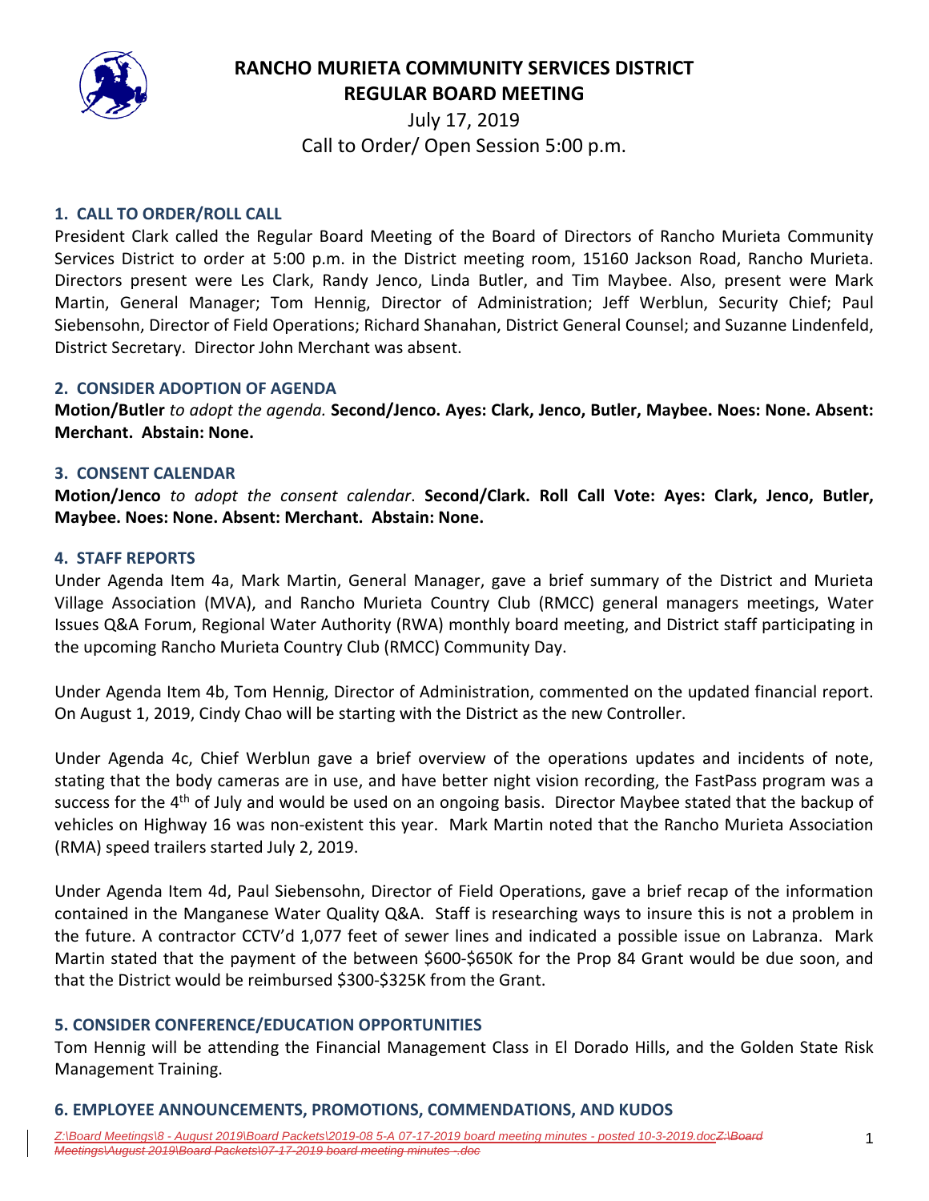# RANCHO MURIETA COMMUNITY SERVICES DISTRICT
## REGULAR BOARD MEETING

July 17, 2019
Call to Order/ Open Session 5:00 p.m.

### 1. CALL TO ORDER/ROLL CALL

President Clark called the Regular Board Meeting of the Board of Directors of Rancho Murieta Community Services District to order at 5:00 p.m. in the District meeting room, 15160 Jackson Road, Rancho Murieta. Directors present were Les Clark, Randy Jenco, Linda Butler, and Tim Maybee. Also, present were Mark Martin, General Manager; Tom Hennig, Director of Administration; Jeff Werblun, Security Chief; Paul Siebensohn, Director of Field Operations; Richard Shanahan, District General Counsel; and Suzanne Lindenfeld, District Secretary. Director John Merchant was absent.

### 2. CONSIDER ADOPTION OF AGENDA

**Motion/Butler** *to adopt the agenda.* **Second/Jenco. Ayes: Clark, Jenco, Butler, Maybee. Noes: None. Absent: Merchant. Abstain: None.**

### 3. CONSENT CALENDAR

**Motion/Jenco** *to adopt the consent calendar*. **Second/Clark. Roll Call Vote: Ayes: Clark, Jenco, Butler, Maybee. Noes: None. Absent: Merchant. Abstain: None.**

### 4. STAFF REPORTS

Under Agenda Item 4a, Mark Martin, General Manager, gave a brief summary of the District and Murieta Village Association (MVA), and Rancho Murieta Country Club (RMCC) general managers meetings, Water Issues Q&A Forum, Regional Water Authority (RWA) monthly board meeting, and District staff participating in the upcoming Rancho Murieta Country Club (RMCC) Community Day.

Under Agenda Item 4b, Tom Hennig, Director of Administration, commented on the updated financial report. On August 1, 2019, Cindy Chao will be starting with the District as the new Controller.

Under Agenda 4c, Chief Werblun gave a brief overview of the operations updates and incidents of note, stating that the body cameras are in use, and have better night vision recording, the FastPass program was a success for the 4th of July and would be used on an ongoing basis. Director Maybee stated that the backup of vehicles on Highway 16 was non-existent this year. Mark Martin noted that the Rancho Murieta Association (RMA) speed trailers started July 2, 2019.

Under Agenda Item 4d, Paul Siebensohn, Director of Field Operations, gave a brief recap of the information contained in the Manganese Water Quality Q&A. Staff is researching ways to insure this is not a problem in the future. A contractor CCTV'd 1,077 feet of sewer lines and indicated a possible issue on Labranza. Mark Martin stated that the payment of the between $600-$650K for the Prop 84 Grant would be due soon, and that the District would be reimbursed $300-$325K from the Grant.

### 5. CONSIDER CONFERENCE/EDUCATION OPPORTUNITIES

Tom Hennig will be attending the Financial Management Class in El Dorado Hills, and the Golden State Risk Management Training.

### 6. EMPLOYEE ANNOUNCEMENTS, PROMOTIONS, COMMENDATIONS, AND KUDOS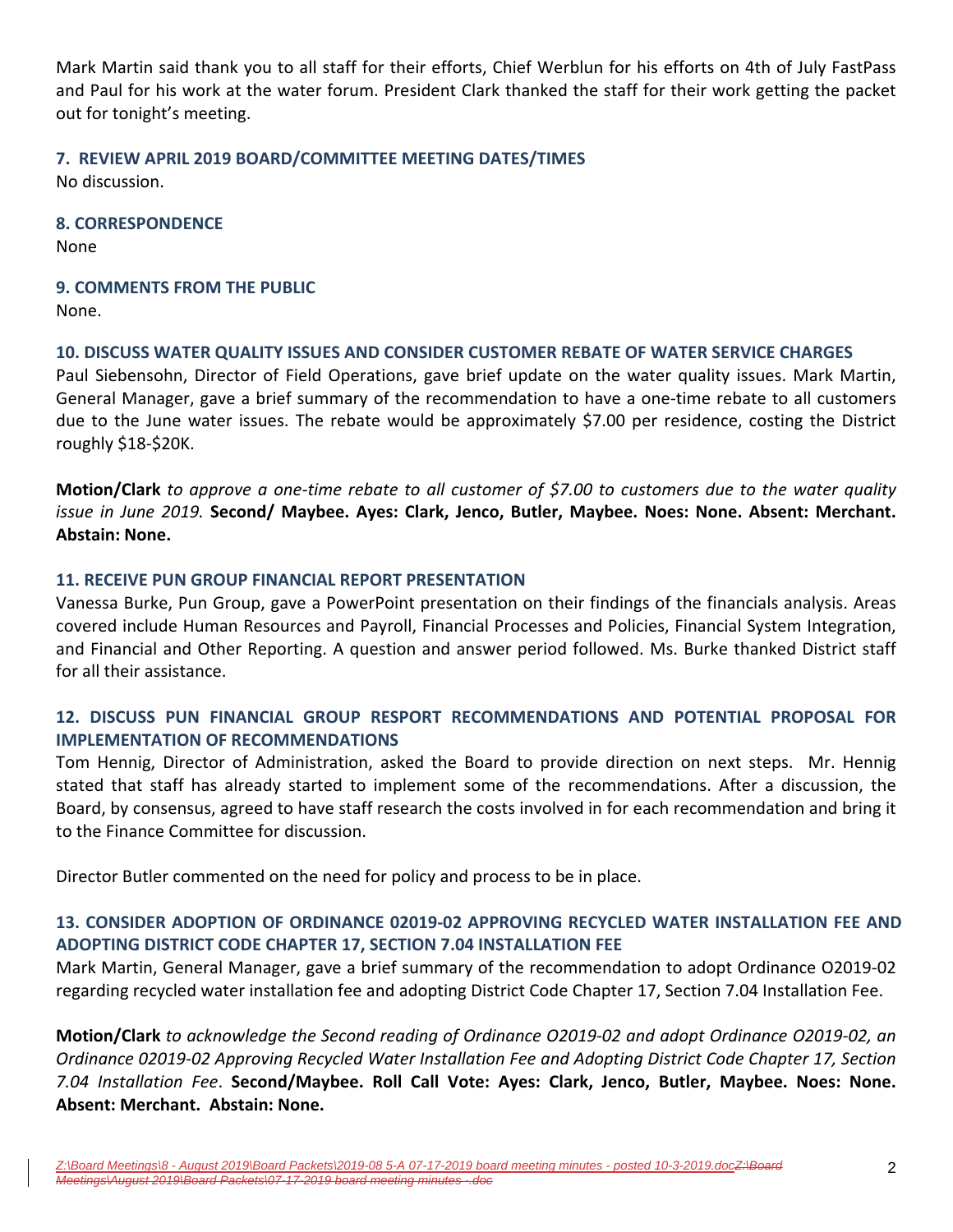Mark Martin said thank you to all staff for their efforts, Chief Werblun for his efforts on 4th of July FastPass and Paul for his work at the water forum. President Clark thanked the staff for their work getting the packet out for tonight's meeting.

### 7. REVIEW APRIL 2019 BOARD/COMMITTEE MEETING DATES/TIMES

No discussion.

### 8. CORRESPONDENCE

None

### 9. COMMENTS FROM THE PUBLIC

None.

### 10. DISCUSS WATER QUALITY ISSUES AND CONSIDER CUSTOMER REBATE OF WATER SERVICE CHARGES

Paul Siebensohn, Director of Field Operations, gave brief update on the water quality issues. Mark Martin, General Manager, gave a brief summary of the recommendation to have a one-time rebate to all customers due to the June water issues. The rebate would be approximately $7.00 per residence, costing the District roughly $18-$20K.

**Motion/Clark** *to approve a one-time rebate to all customer of $7.00 to customers due to the water quality issue in June 2019.* **Second/ Maybee. Ayes: Clark, Jenco, Butler, Maybee. Noes: None. Absent: Merchant. Abstain: None.**

### 11. RECEIVE PUN GROUP FINANCIAL REPORT PRESENTATION

Vanessa Burke, Pun Group, gave a PowerPoint presentation on their findings of the financials analysis. Areas covered include Human Resources and Payroll, Financial Processes and Policies, Financial System Integration, and Financial and Other Reporting. A question and answer period followed. Ms. Burke thanked District staff for all their assistance.

### 12. DISCUSS PUN FINANCIAL GROUP RESPORT RECOMMENDATIONS AND POTENTIAL PROPOSAL FOR IMPLEMENTATION OF RECOMMENDATIONS

Tom Hennig, Director of Administration, asked the Board to provide direction on next steps. Mr. Hennig stated that staff has already started to implement some of the recommendations. After a discussion, the Board, by consensus, agreed to have staff research the costs involved in for each recommendation and bring it to the Finance Committee for discussion.

Director Butler commented on the need for policy and process to be in place.

### 13. CONSIDER ADOPTION OF ORDINANCE 02019-02 APPROVING RECYCLED WATER INSTALLATION FEE AND ADOPTING DISTRICT CODE CHAPTER 17, SECTION 7.04 INSTALLATION FEE

Mark Martin, General Manager, gave a brief summary of the recommendation to adopt Ordinance O2019-02 regarding recycled water installation fee and adopting District Code Chapter 17, Section 7.04 Installation Fee.

**Motion/Clark** *to acknowledge the Second reading of Ordinance O2019-02 and adopt Ordinance O2019-02, an Ordinance 02019-02 Approving Recycled Water Installation Fee and Adopting District Code Chapter 17, Section 7.04 Installation Fee*. **Second/Maybee. Roll Call Vote: Ayes: Clark, Jenco, Butler, Maybee. Noes: None. Absent: Merchant. Abstain: None.**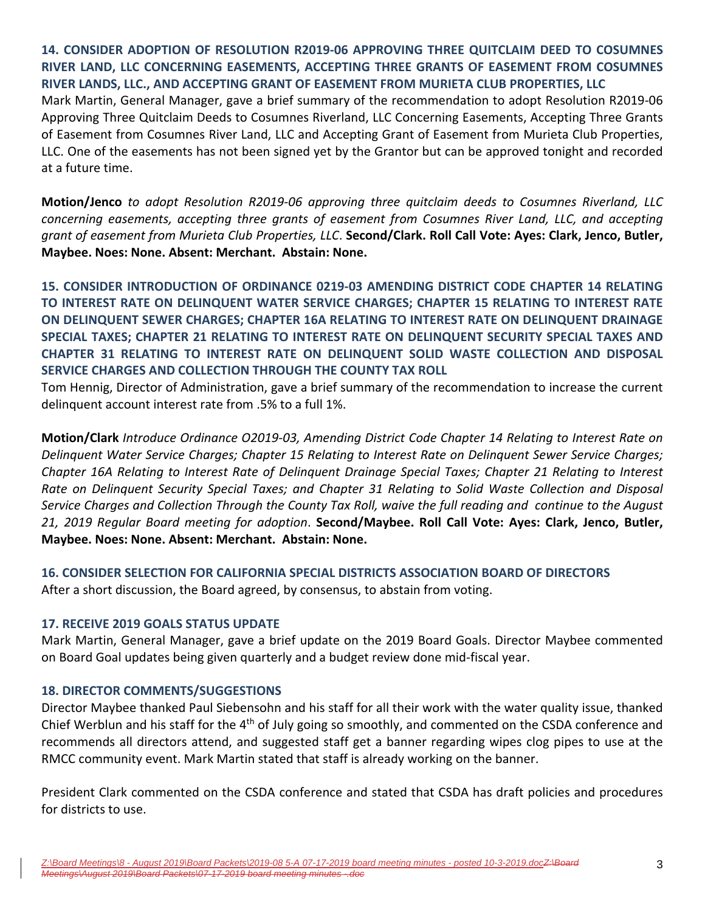### 14. CONSIDER ADOPTION OF RESOLUTION R2019-06 APPROVING THREE QUITCLAIM DEED TO COSUMNES RIVER LAND, LLC CONCERNING EASEMENTS, ACCEPTING THREE GRANTS OF EASEMENT FROM COSUMNES RIVER LANDS, LLC., AND ACCEPTING GRANT OF EASEMENT FROM MURIETA CLUB PROPERTIES, LLC

Mark Martin, General Manager, gave a brief summary of the recommendation to adopt Resolution R2019-06 Approving Three Quitclaim Deeds to Cosumnes Riverland, LLC Concerning Easements, Accepting Three Grants of Easement from Cosumnes River Land, LLC and Accepting Grant of Easement from Murieta Club Properties, LLC. One of the easements has not been signed yet by the Grantor but can be approved tonight and recorded at a future time.

**Motion/Jenco** *to adopt Resolution R2019-06 approving three quitclaim deeds to Cosumnes Riverland, LLC concerning easements, accepting three grants of easement from Cosumnes River Land, LLC, and accepting grant of easement from Murieta Club Properties, LLC*. **Second/Clark. Roll Call Vote: Ayes: Clark, Jenco, Butler, Maybee. Noes: None. Absent: Merchant. Abstain: None.**

### 15. CONSIDER INTRODUCTION OF ORDINANCE 0219-03 AMENDING DISTRICT CODE CHAPTER 14 RELATING TO INTEREST RATE ON DELINQUENT WATER SERVICE CHARGES; CHAPTER 15 RELATING TO INTEREST RATE ON DELINQUENT SEWER CHARGES; CHAPTER 16A RELATING TO INTEREST RATE ON DELINQUENT DRAINAGE SPECIAL TAXES; CHAPTER 21 RELATING TO INTEREST RATE ON DELINQUENT SECURITY SPECIAL TAXES AND CHAPTER 31 RELATING TO INTEREST RATE ON DELINQUENT SOLID WASTE COLLECTION AND DISPOSAL SERVICE CHARGES AND COLLECTION THROUGH THE COUNTY TAX ROLL

Tom Hennig, Director of Administration, gave a brief summary of the recommendation to increase the current delinquent account interest rate from .5% to a full 1%.

**Motion/Clark** *Introduce Ordinance O2019-03, Amending District Code Chapter 14 Relating to Interest Rate on Delinquent Water Service Charges; Chapter 15 Relating to Interest Rate on Delinquent Sewer Service Charges; Chapter 16A Relating to Interest Rate of Delinquent Drainage Special Taxes; Chapter 21 Relating to Interest Rate on Delinquent Security Special Taxes; and Chapter 31 Relating to Solid Waste Collection and Disposal Service Charges and Collection Through the County Tax Roll, waive the full reading and continue to the August 21, 2019 Regular Board meeting for adoption*. **Second/Maybee. Roll Call Vote: Ayes: Clark, Jenco, Butler, Maybee. Noes: None. Absent: Merchant. Abstain: None.**

### 16. CONSIDER SELECTION FOR CALIFORNIA SPECIAL DISTRICTS ASSOCIATION BOARD OF DIRECTORS

After a short discussion, the Board agreed, by consensus, to abstain from voting.

### 17. RECEIVE 2019 GOALS STATUS UPDATE

Mark Martin, General Manager, gave a brief update on the 2019 Board Goals. Director Maybee commented on Board Goal updates being given quarterly and a budget review done mid-fiscal year.

### 18. DIRECTOR COMMENTS/SUGGESTIONS

Director Maybee thanked Paul Siebensohn and his staff for all their work with the water quality issue, thanked Chief Werblun and his staff for the 4th of July going so smoothly, and commented on the CSDA conference and recommends all directors attend, and suggested staff get a banner regarding wipes clog pipes to use at the RMCC community event. Mark Martin stated that staff is already working on the banner.

President Clark commented on the CSDA conference and stated that CSDA has draft policies and procedures for districts to use.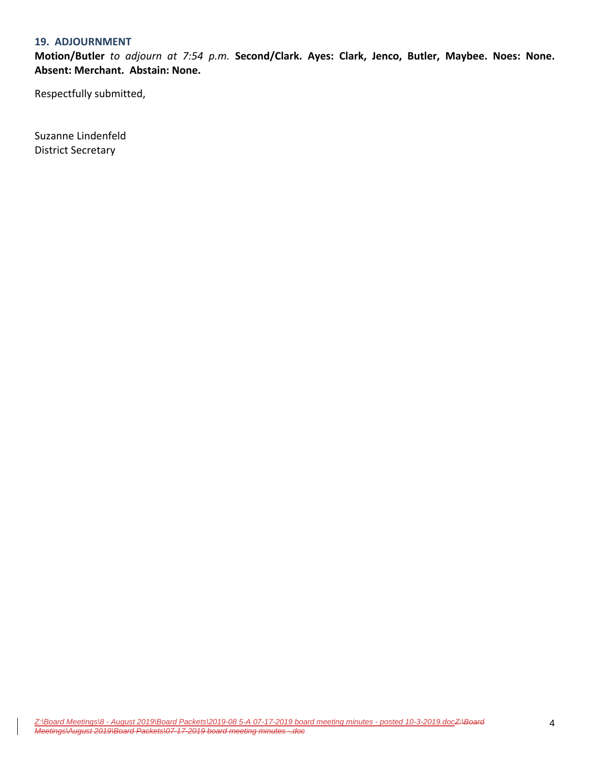### 19. ADJOURNMENT

**Motion/Butler** *to adjourn at 7:54 p.m.* **Second/Clark. Ayes: Clark, Jenco, Butler, Maybee. Noes: None. Absent: Merchant. Abstain: None.**

Respectfully submitted,

Suzanne Lindenfeld
District Secretary